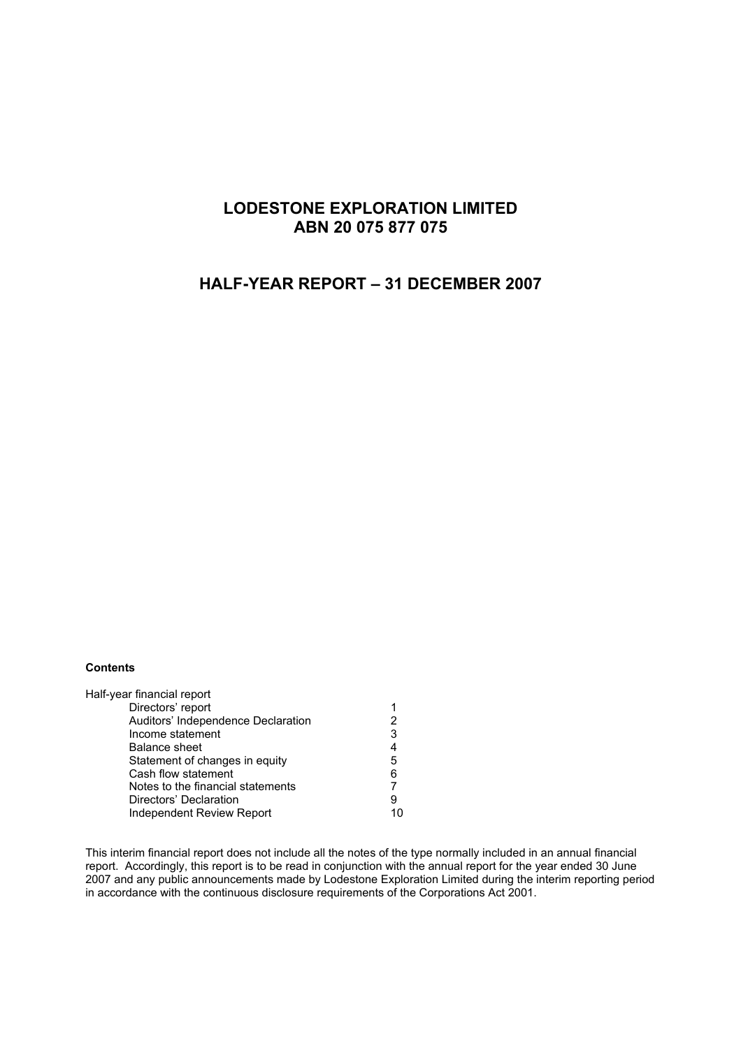# LODESTONE EXPLORATION LIMITED
# ABN 20 075 877 075

# HALF-YEAR REPORT – 31 DECEMBER 2007

**Contents**

| Half-year financial report | |
|---|---|
| Directors' report | 1 |
| Auditors' Independence Declaration | 2 |
| Income statement | 3 |
| Balance sheet | 4 |
| Statement of changes in equity | 5 |
| Cash flow statement | 6 |
| Notes to the financial statements | 7 |
| Directors' Declaration | 9 |
| Independent Review Report | 10 |

This interim financial report does not include all the notes of the type normally included in an annual financial report. Accordingly, this report is to be read in conjunction with the annual report for the year ended 30 June 2007 and any public announcements made by Lodestone Exploration Limited during the interim reporting period in accordance with the continuous disclosure requirements of the Corporations Act 2001.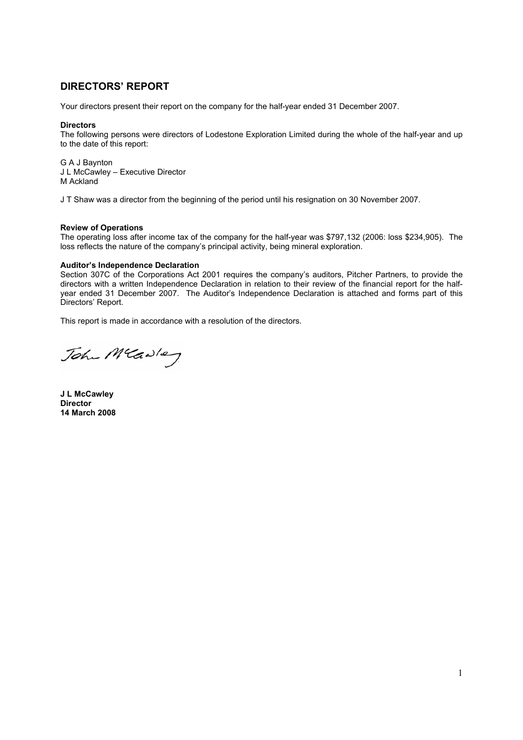## DIRECTORS' REPORT

Your directors present their report on the company for the half-year ended 31 December 2007.

**Directors**

The following persons were directors of Lodestone Exploration Limited during the whole of the half-year and up to the date of this report:

G A J Baynton
J L McCawley – Executive Director
M Ackland

J T Shaw was a director from the beginning of the period until his resignation on 30 November 2007.

**Review of Operations**

The operating loss after income tax of the company for the half-year was $797,132 (2006: loss $234,905). The loss reflects the nature of the company's principal activity, being mineral exploration.

**Auditor's Independence Declaration**

Section 307C of the Corporations Act 2001 requires the company's auditors, Pitcher Partners, to provide the directors with a written Independence Declaration in relation to their review of the financial report for the half-year ended 31 December 2007. The Auditor's Independence Declaration is attached and forms part of this Directors' Report.

This report is made in accordance with a resolution of the directors.

**J L McCawley**
**Director**
**14 March 2008**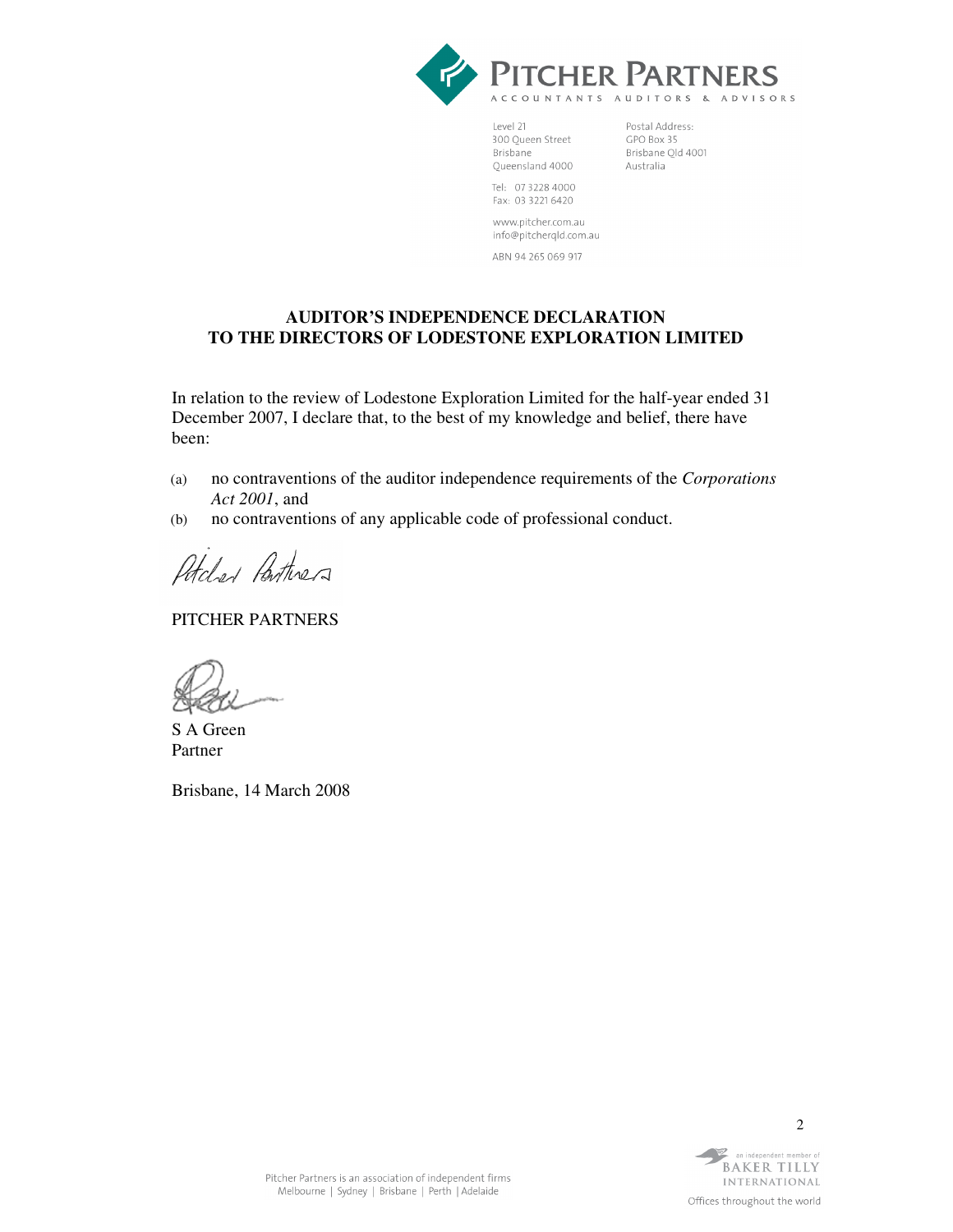**PITCHER PARTNERS**

ACCOUNTANTS AUDITORS & ADVISORS

Level 21
300 Queen Street
Brisbane
Queensland 4000

Postal Address:
GPO Box 35
Brisbane Qld 4001
Australia

Tel: 07 3228 4000
Fax: 03 3221 6420

www.pitcher.com.au
info@pitcherqld.com.au

ABN 94 265 069 917

## AUDITOR'S INDEPENDENCE DECLARATION TO THE DIRECTORS OF LODESTONE EXPLORATION LIMITED

In relation to the review of Lodestone Exploration Limited for the half-year ended 31 December 2007, I declare that, to the best of my knowledge and belief, there have been:

(a) no contraventions of the auditor independence requirements of the *Corporations Act 2001*, and

(b) no contraventions of any applicable code of professional conduct.

PITCHER PARTNERS

S A Green
Partner

Brisbane, 14 March 2008

Pitcher Partners is an association of independent firms
Melbourne | Sydney | Brisbane | Perth | Adelaide

an independent member of BAKER TILLY INTERNATIONAL
Offices throughout the world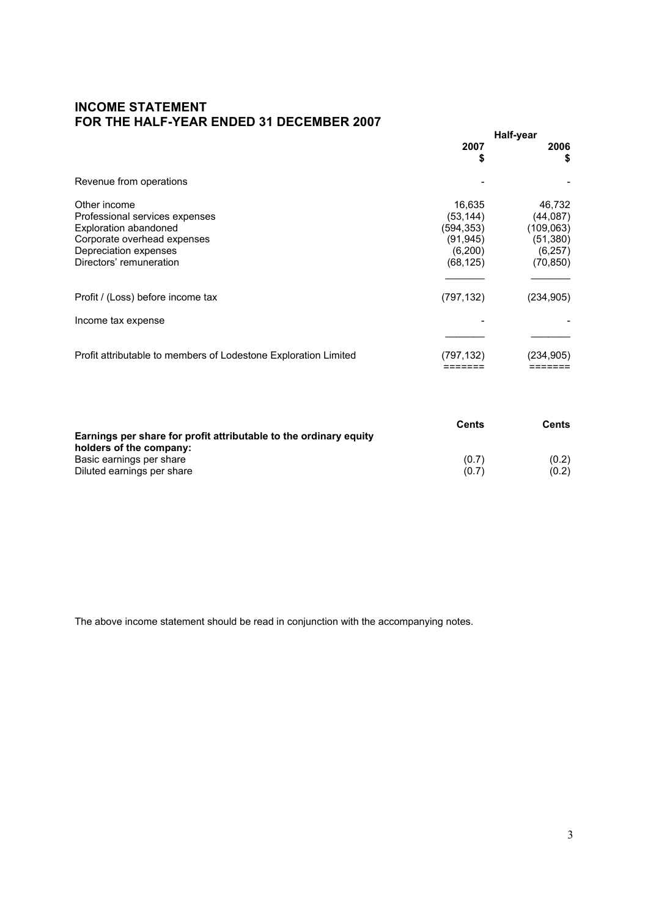# INCOME STATEMENT
# FOR THE HALF-YEAR ENDED 31 DECEMBER 2007

| | Half-year | |
|---|---|---|
| | 2007 $ | 2006 $ |
| Revenue from operations | - | - |
| Other income | 16,635 | 46,732 |
| Professional services expenses | (53,144) | (44,087) |
| Exploration abandoned | (594,353) | (109,063) |
| Corporate overhead expenses | (91,945) | (51,380) |
| Depreciation expenses | (6,200) | (6,257) |
| Directors' remuneration | (68,125) | (70,850) |
| Profit / (Loss) before income tax | (797,132) | (234,905) |
| Income tax expense | - | - |
| Profit attributable to members of Lodestone Exploration Limited | (797,132) | (234,905) |

| | Cents | Cents |
|---|---|---|
| **Earnings per share for profit attributable to the ordinary equity holders of the company:** | | |
| Basic earnings per share | (0.7) | (0.2) |
| Diluted earnings per share | (0.7) | (0.2) |

The above income statement should be read in conjunction with the accompanying notes.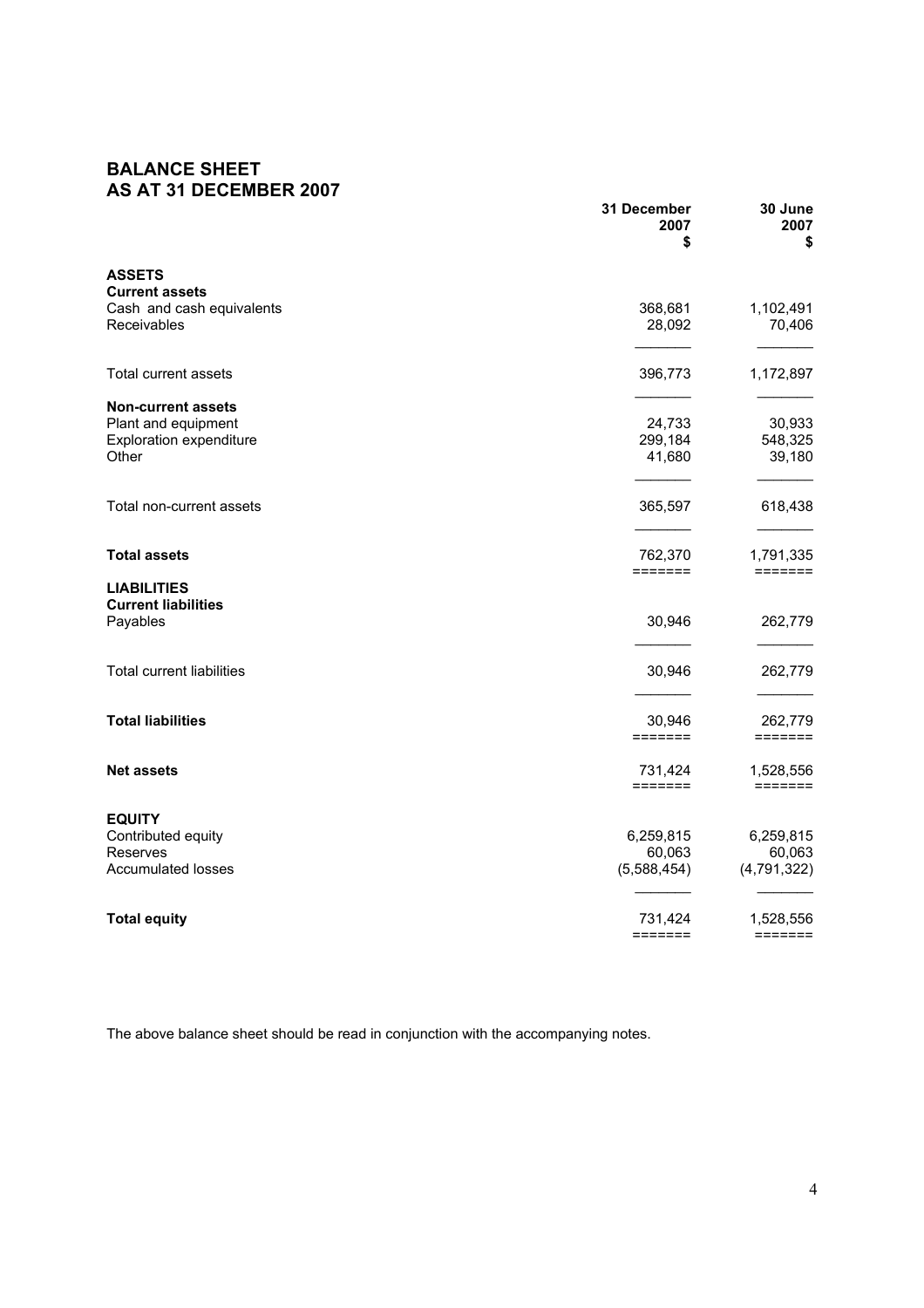# BALANCE SHEET
# AS AT 31 DECEMBER 2007

| | 31 December 2007 $ | 30 June 2007 $ |
|---|---|---|
| **ASSETS** | | |
| **Current assets** | | |
| Cash and cash equivalents | 368,681 | 1,102,491 |
| Receivables | 28,092 | 70,406 |
| Total current assets | 396,773 | 1,172,897 |
| **Non-current assets** | | |
| Plant and equipment | 24,733 | 30,933 |
| Exploration expenditure | 299,184 | 548,325 |
| Other | 41,680 | 39,180 |
| Total non-current assets | 365,597 | 618,438 |
| **Total assets** | 762,370 | 1,791,335 |
| **LIABILITIES** | | |
| **Current liabilities** | | |
| Payables | 30,946 | 262,779 |
| Total current liabilities | 30,946 | 262,779 |
| **Total liabilities** | 30,946 | 262,779 |
| **Net assets** | 731,424 | 1,528,556 |
| **EQUITY** | | |
| Contributed equity | 6,259,815 | 6,259,815 |
| Reserves | 60,063 | 60,063 |
| Accumulated losses | (5,588,454) | (4,791,322) |
| **Total equity** | 731,424 | 1,528,556 |

The above balance sheet should be read in conjunction with the accompanying notes.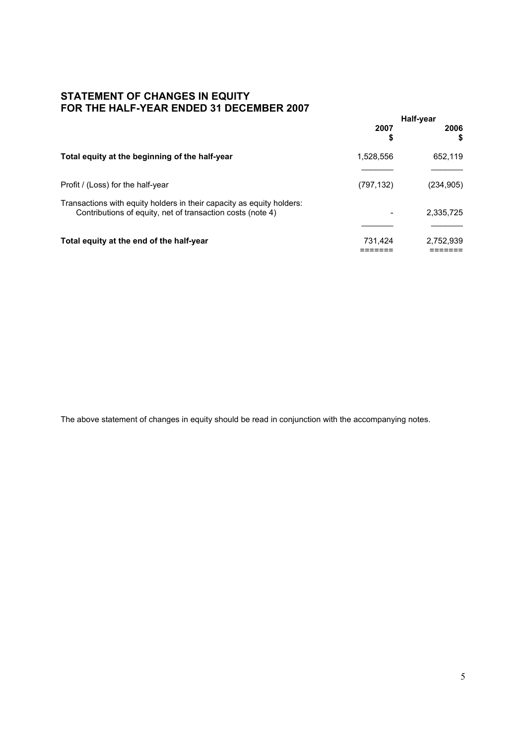## STATEMENT OF CHANGES IN EQUITY
## FOR THE HALF-YEAR ENDED 31 DECEMBER 2007

| | Half-year | |
|---|---|---|
| | 2007<br>$ | 2006<br>$ |
| **Total equity at the beginning of the half-year** | 1,528,556 | 652,119 |
| Profit / (Loss) for the half-year | (797,132) | (234,905) |
| Transactions with equity holders in their capacity as equity holders:<br>Contributions of equity, net of transaction costs (note 4) | - | 2,335,725 |
| **Total equity at the end of the half-year** | 731,424 | 2,752,939 |

The above statement of changes in equity should be read in conjunction with the accompanying notes.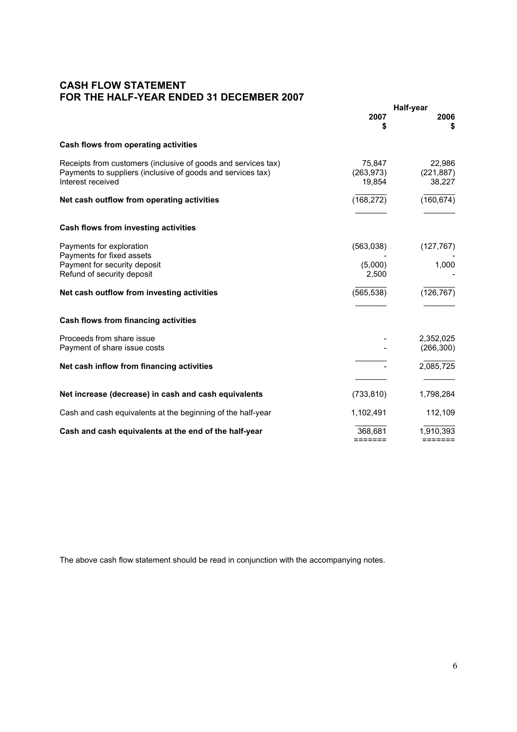# CASH FLOW STATEMENT
# FOR THE HALF-YEAR ENDED 31 DECEMBER 2007

| | Half-year | |
|---|---|---|
| | 2007<br>$ | 2006<br>$ |
| **Cash flows from operating activities** | | |
| Receipts from customers (inclusive of goods and services tax) | 75,847 | 22,986 |
| Payments to suppliers (inclusive of goods and services tax) | (263,973) | (221,887) |
| Interest received | 19,854 | 38,227 |
| **Net cash outflow from operating activities** | (168,272) | (160,674) |
| **Cash flows from investing activities** | | |
| Payments for exploration | (563,038) | (127,767) |
| Payments for fixed assets | - | - |
| Payment for security deposit | (5,000) | 1,000 |
| Refund of security deposit | 2,500 | - |
| **Net cash outflow from investing activities** | (565,538) | (126,767) |
| **Cash flows from financing activities** | | |
| Proceeds from share issue | - | 2,352,025 |
| Payment of share issue costs | - | (266,300) |
| **Net cash inflow from financing activities** | - | 2,085,725 |
| **Net increase (decrease) in cash and cash equivalents** | (733,810) | 1,798,284 |
| Cash and cash equivalents at the beginning of the half-year | 1,102,491 | 112,109 |
| **Cash and cash equivalents at the end of the half-year** | 368,681 | 1,910,393 |

The above cash flow statement should be read in conjunction with the accompanying notes.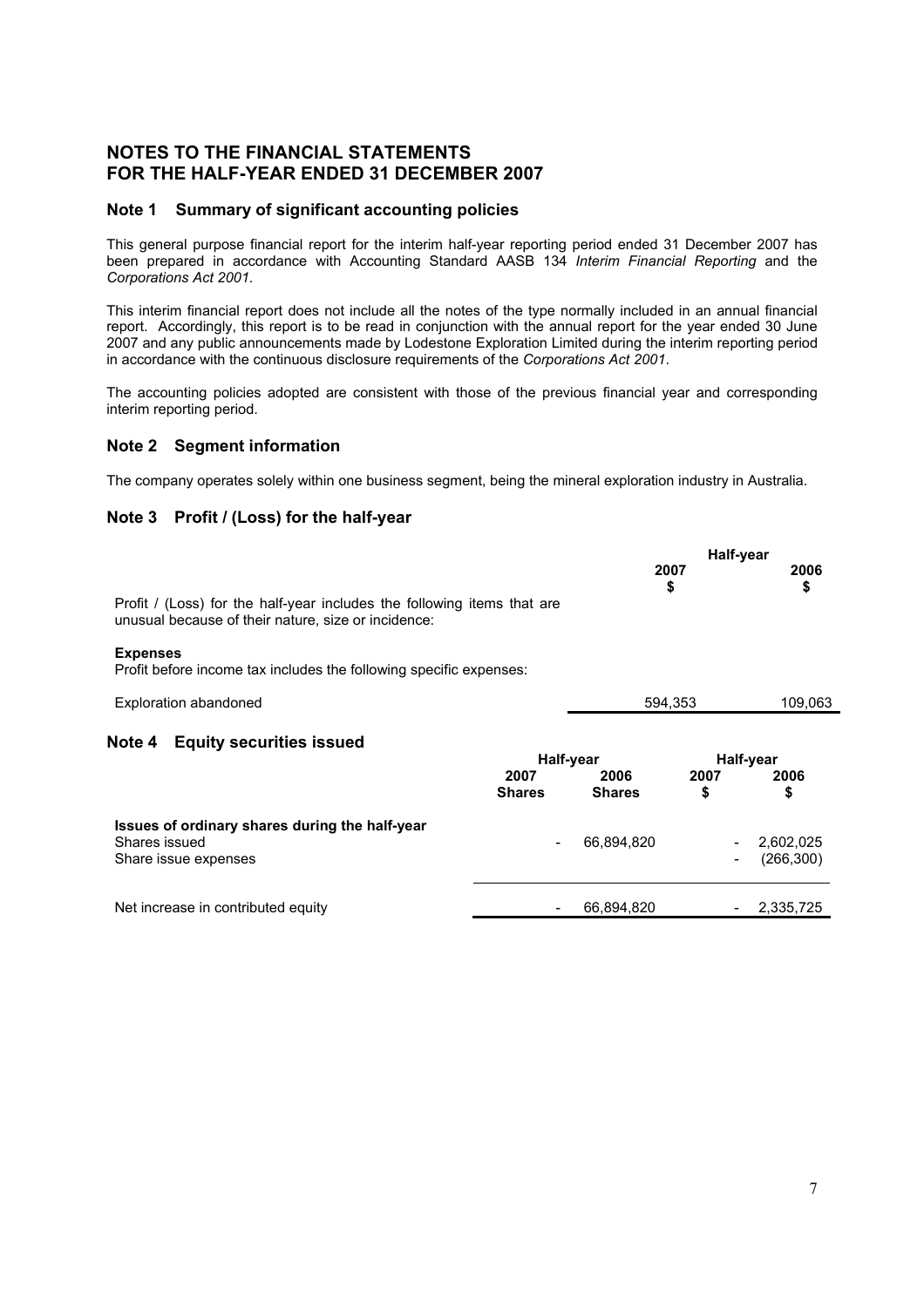# NOTES TO THE FINANCIAL STATEMENTS
# FOR THE HALF-YEAR ENDED 31 DECEMBER 2007

## Note 1 Summary of significant accounting policies

This general purpose financial report for the interim half-year reporting period ended 31 December 2007 has been prepared in accordance with Accounting Standard AASB 134 *Interim Financial Reporting* and the *Corporations Act 2001*.

This interim financial report does not include all the notes of the type normally included in an annual financial report. Accordingly, this report is to be read in conjunction with the annual report for the year ended 30 June 2007 and any public announcements made by Lodestone Exploration Limited during the interim reporting period in accordance with the continuous disclosure requirements of the *Corporations Act 2001*.

The accounting policies adopted are consistent with those of the previous financial year and corresponding interim reporting period.

## Note 2 Segment information

The company operates solely within one business segment, being the mineral exploration industry in Australia.

## Note 3 Profit / (Loss) for the half-year

| | Half-year | |
|---|---|---|
| | **2007** **$** | **2006** **$** |
| Profit / (Loss) for the half-year includes the following items that are unusual because of their nature, size or incidence: | | |
| **Expenses** | | |
| Profit before income tax includes the following specific expenses: | | |
| Exploration abandoned | 594,353 | 109,063 |

## Note 4 Equity securities issued

| | Half-year | | Half-year | |
|---|---|---|---|---|
| | **2007** **Shares** | **2006** **Shares** | **2007** **$** | **2006** **$** |
| **Issues of ordinary shares during the half-year** | | | | |
| Shares issued | - | 66,894,820 | - | 2,602,025 |
| Share issue expenses | | | - | (266,300) |
| Net increase in contributed equity | - | 66,894,820 | - | 2,335,725 |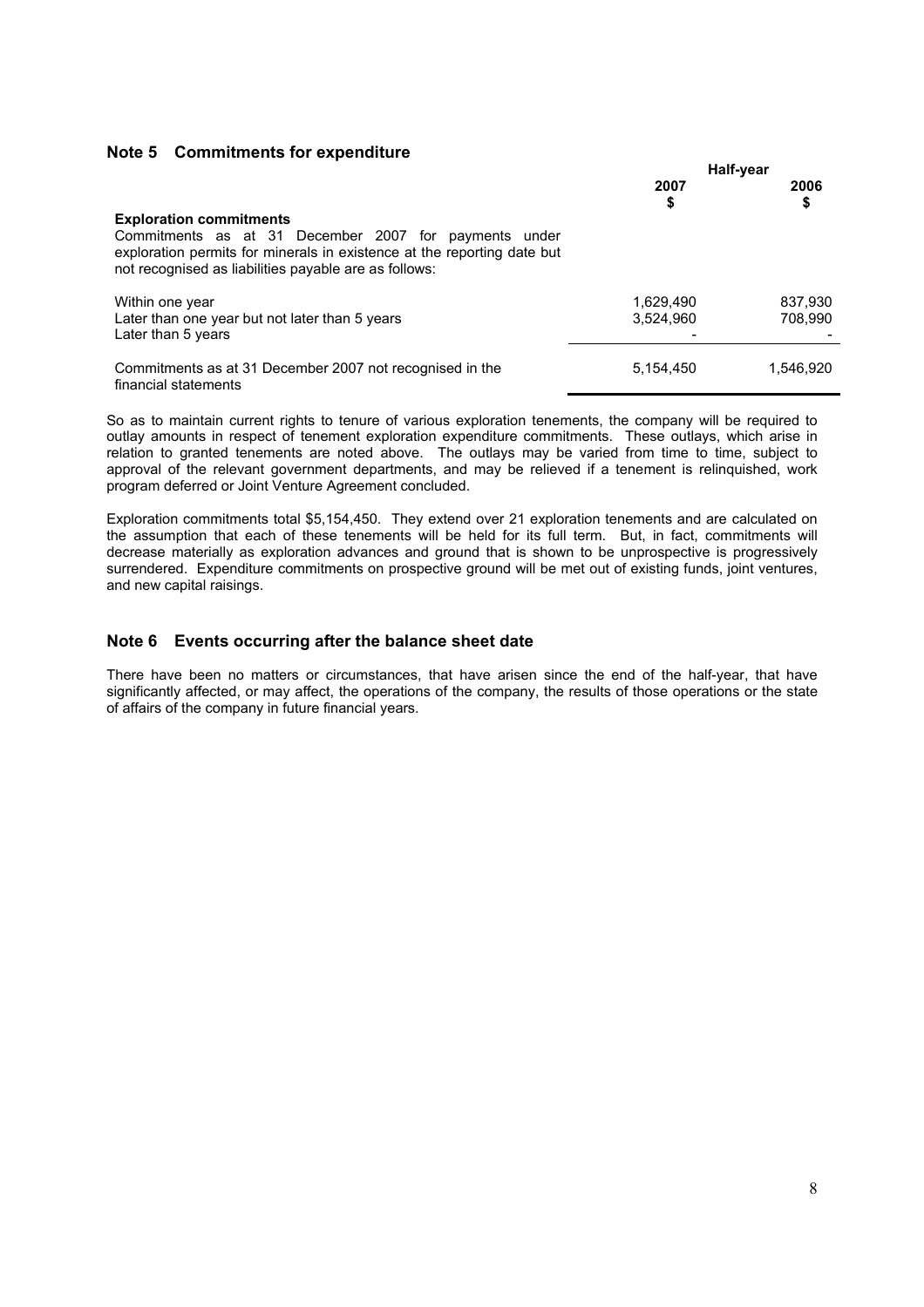## Note 5 Commitments for expenditure

| | Half-year | |
|---|---|---|
| | 2007<br>$ | 2006<br>$ |
| **Exploration commitments**<br>Commitments as at 31 December 2007 for payments under exploration permits for minerals in existence at the reporting date but not recognised as liabilities payable are as follows: | | |
| Within one year | 1,629,490 | 837,930 |
| Later than one year but not later than 5 years | 3,524,960 | 708,990 |
| Later than 5 years | - | - |
| Commitments as at 31 December 2007 not recognised in the financial statements | 5,154,450 | 1,546,920 |

So as to maintain current rights to tenure of various exploration tenements, the company will be required to outlay amounts in respect of tenement exploration expenditure commitments. These outlays, which arise in relation to granted tenements are noted above. The outlays may be varied from time to time, subject to approval of the relevant government departments, and may be relieved if a tenement is relinquished, work program deferred or Joint Venture Agreement concluded.

Exploration commitments total $5,154,450. They extend over 21 exploration tenements and are calculated on the assumption that each of these tenements will be held for its full term. But, in fact, commitments will decrease materially as exploration advances and ground that is shown to be unprospective is progressively surrendered. Expenditure commitments on prospective ground will be met out of existing funds, joint ventures, and new capital raisings.

## Note 6 Events occurring after the balance sheet date

There have been no matters or circumstances, that have arisen since the end of the half-year, that have significantly affected, or may affect, the operations of the company, the results of those operations or the state of affairs of the company in future financial years.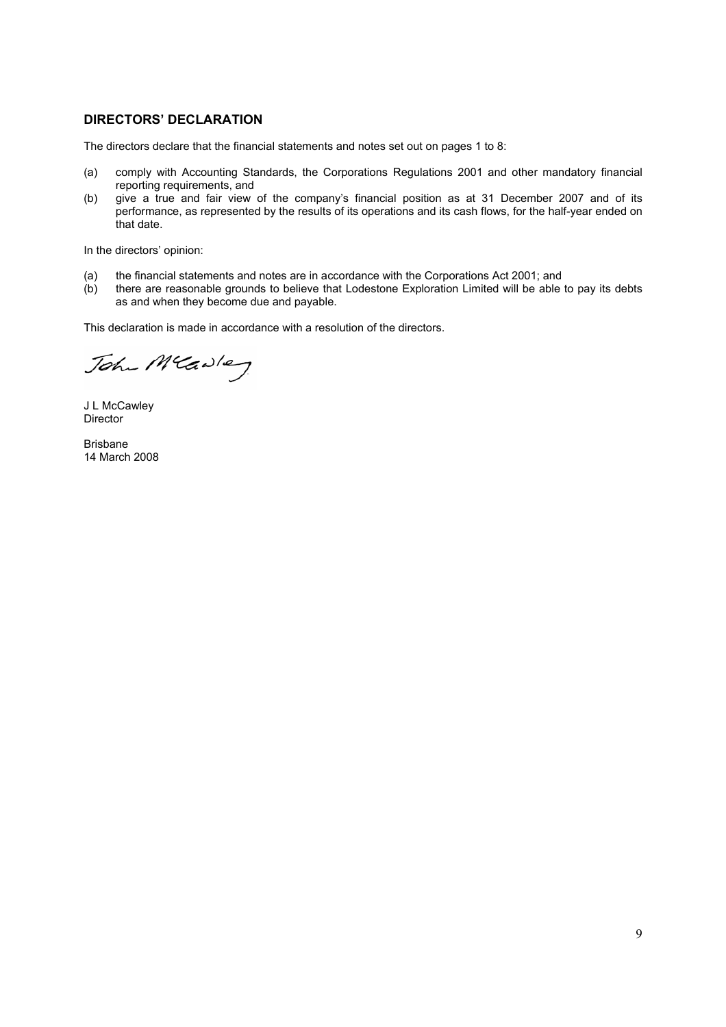## DIRECTORS' DECLARATION

The directors declare that the financial statements and notes set out on pages 1 to 8:

(a) comply with Accounting Standards, the Corporations Regulations 2001 and other mandatory financial reporting requirements, and
(b) give a true and fair view of the company's financial position as at 31 December 2007 and of its performance, as represented by the results of its operations and its cash flows, for the half-year ended on that date.

In the directors' opinion:

(a) the financial statements and notes are in accordance with the Corporations Act 2001; and
(b) there are reasonable grounds to believe that Lodestone Exploration Limited will be able to pay its debts as and when they become due and payable.

This declaration is made in accordance with a resolution of the directors.

John McCawley

J L McCawley
Director

Brisbane
14 March 2008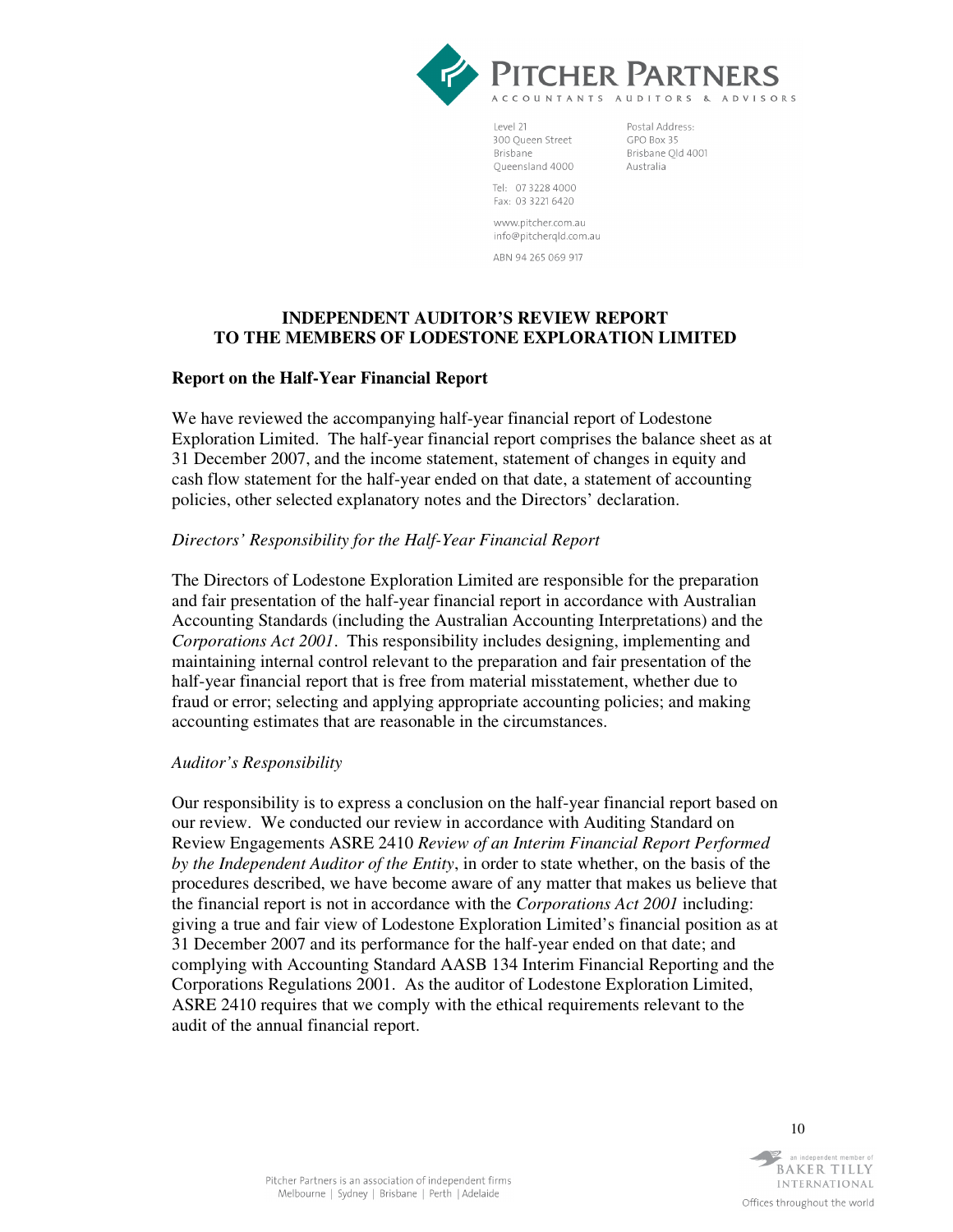# INDEPENDENT AUDITOR'S REVIEW REPORT
# TO THE MEMBERS OF LODESTONE EXPLORATION LIMITED

## Report on the Half-Year Financial Report

We have reviewed the accompanying half-year financial report of Lodestone Exploration Limited. The half-year financial report comprises the balance sheet as at 31 December 2007, and the income statement, statement of changes in equity and cash flow statement for the half-year ended on that date, a statement of accounting policies, other selected explanatory notes and the Directors' declaration.

*Directors' Responsibility for the Half-Year Financial Report*

The Directors of Lodestone Exploration Limited are responsible for the preparation and fair presentation of the half-year financial report in accordance with Australian Accounting Standards (including the Australian Accounting Interpretations) and the *Corporations Act 2001*. This responsibility includes designing, implementing and maintaining internal control relevant to the preparation and fair presentation of the half-year financial report that is free from material misstatement, whether due to fraud or error; selecting and applying appropriate accounting policies; and making accounting estimates that are reasonable in the circumstances.

*Auditor's Responsibility*

Our responsibility is to express a conclusion on the half-year financial report based on our review. We conducted our review in accordance with Auditing Standard on Review Engagements ASRE 2410 *Review of an Interim Financial Report Performed by the Independent Auditor of the Entity*, in order to state whether, on the basis of the procedures described, we have become aware of any matter that makes us believe that the financial report is not in accordance with the *Corporations Act 2001* including: giving a true and fair view of Lodestone Exploration Limited's financial position as at 31 December 2007 and its performance for the half-year ended on that date; and complying with Accounting Standard AASB 134 Interim Financial Reporting and the Corporations Regulations 2001. As the auditor of Lodestone Exploration Limited, ASRE 2410 requires that we comply with the ethical requirements relevant to the audit of the annual financial report.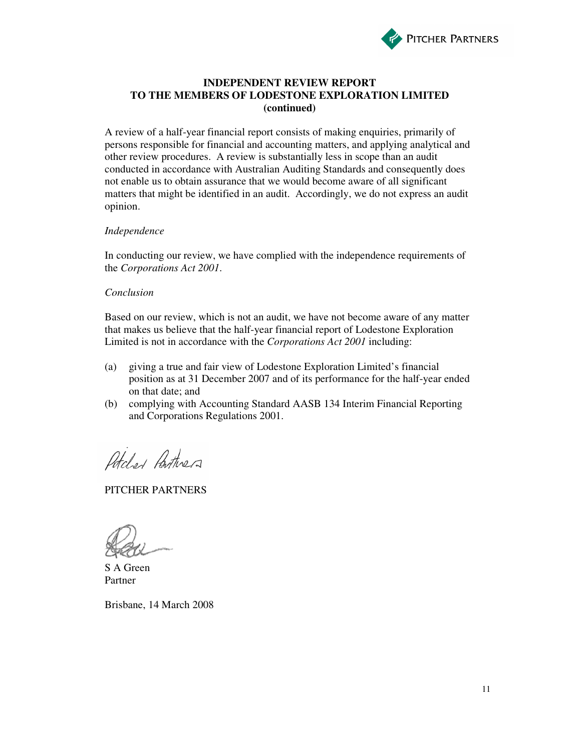## INDEPENDENT REVIEW REPORT
## TO THE MEMBERS OF LODESTONE EXPLORATION LIMITED
## (continued)

A review of a half-year financial report consists of making enquiries, primarily of persons responsible for financial and accounting matters, and applying analytical and other review procedures. A review is substantially less in scope than an audit conducted in accordance with Australian Auditing Standards and consequently does not enable us to obtain assurance that we would become aware of all significant matters that might be identified in an audit. Accordingly, we do not express an audit opinion.

*Independence*

In conducting our review, we have complied with the independence requirements of the *Corporations Act 2001*.

*Conclusion*

Based on our review, which is not an audit, we have not become aware of any matter that makes us believe that the half-year financial report of Lodestone Exploration Limited is not in accordance with the *Corporations Act 2001* including:

(a) giving a true and fair view of Lodestone Exploration Limited's financial position as at 31 December 2007 and of its performance for the half-year ended on that date; and

(b) complying with Accounting Standard AASB 134 Interim Financial Reporting and Corporations Regulations 2001.

PITCHER PARTNERS

S A Green
Partner

Brisbane, 14 March 2008